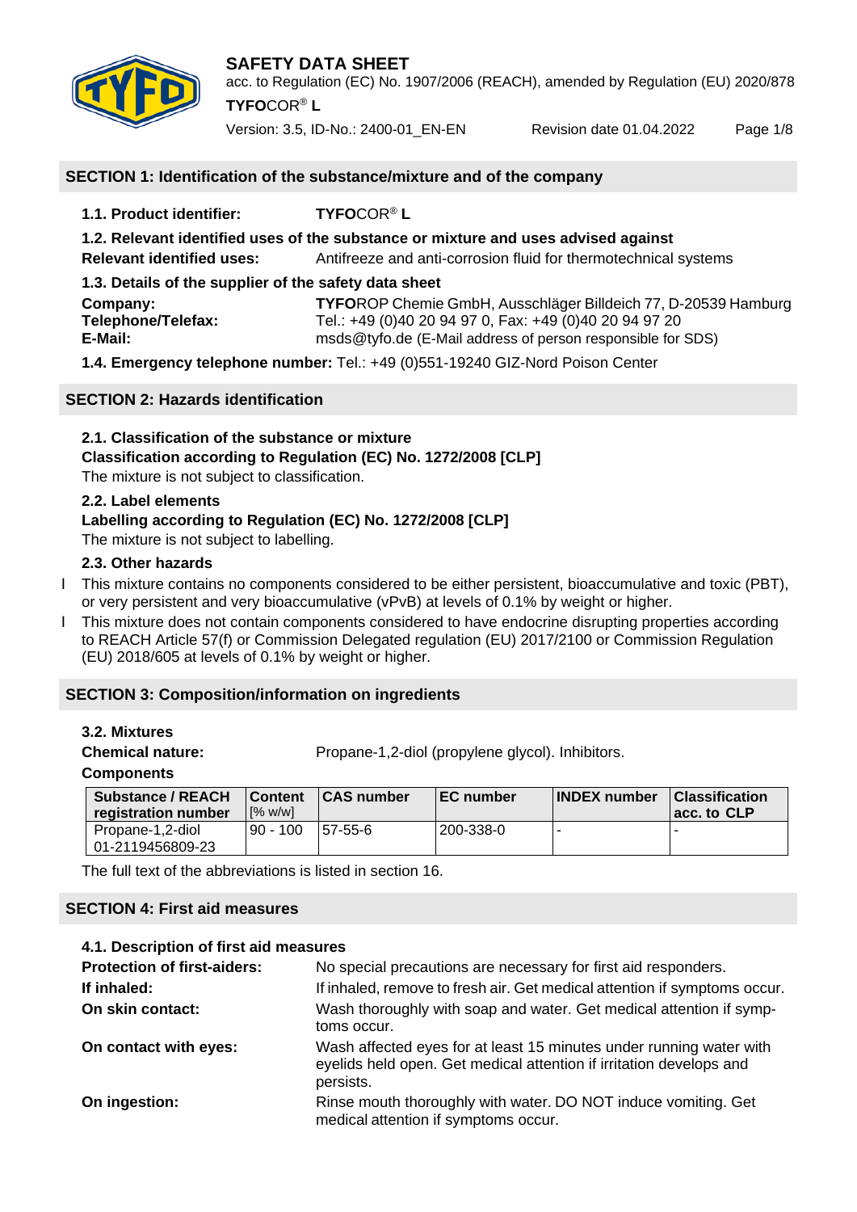# SAFETY DATA SHEET

acc. to Regulation (EC) No. 1907/2006 (REACH), amended by Regulation (EU) 2020/878

**TYFO**COR® **L**

Version: 3.5, ID-No.: 2400-01_EN-EN    Revision date 01.04.2022

## SECTION 1: Identification of the substance/mixture and of the company

**1.1. Product identifier:** **TYFO**COR® **L**

**1.2. Relevant identified uses of the substance or mixture and uses advised against**

**Relevant identified uses:** Antifreeze and anti-corrosion fluid for thermotechnical systems

**1.3. Details of the supplier of the safety data sheet**

**Company:** **TYFO**ROP Chemie GmbH, Ausschläger Billdeich 77, D-20539 Hamburg
**Telephone/Telefax:** Tel.: +49 (0)40 20 94 97 0, Fax: +49 (0)40 20 94 97 20
**E-Mail:** msds@tyfo.de (E-Mail address of person responsible for SDS)

**1.4. Emergency telephone number:** Tel.: +49 (0)551-19240 GIZ-Nord Poison Center

## SECTION 2: Hazards identification

**2.1. Classification of the substance or mixture**

**Classification according to Regulation (EC) No. 1272/2008 [CLP]**

The mixture is not subject to classification.

**2.2. Label elements**

**Labelling according to Regulation (EC) No. 1272/2008 [CLP]**

The mixture is not subject to labelling.

**2.3. Other hazards**

This mixture contains no components considered to be either persistent, bioaccumulative and toxic (PBT), or very persistent and very bioaccumulative (vPvB) at levels of 0.1% by weight or higher.

This mixture does not contain components considered to have endocrine disrupting properties according to REACH Article 57(f) or Commission Delegated regulation (EU) 2017/2100 or Commission Regulation (EU) 2018/605 at levels of 0.1% by weight or higher.

## SECTION 3: Composition/information on ingredients

**3.2. Mixtures**

**Chemical nature:** Propane-1,2-diol (propylene glycol). Inhibitors.

**Components**

| Substance / REACH registration number | Content [% w/w] | CAS number | EC number | INDEX number | Classification acc. to CLP |
|---|---|---|---|---|---|
| Propane-1,2-diol 01-2119456809-23 | 90 - 100 | 57-55-6 | 200-338-0 | - | - |

The full text of the abbreviations is listed in section 16.

## SECTION 4: First aid measures

**4.1. Description of first aid measures**

**Protection of first-aiders:** No special precautions are necessary for first aid responders.

**If inhaled:** If inhaled, remove to fresh air. Get medical attention if symptoms occur.

**On skin contact:** Wash thoroughly with soap and water. Get medical attention if symptoms occur.

**On contact with eyes:** Wash affected eyes for at least 15 minutes under running water with eyelids held open. Get medical attention if irritation develops and persists.

**On ingestion:** Rinse mouth thoroughly with water. DO NOT induce vomiting. Get medical attention if symptoms occur.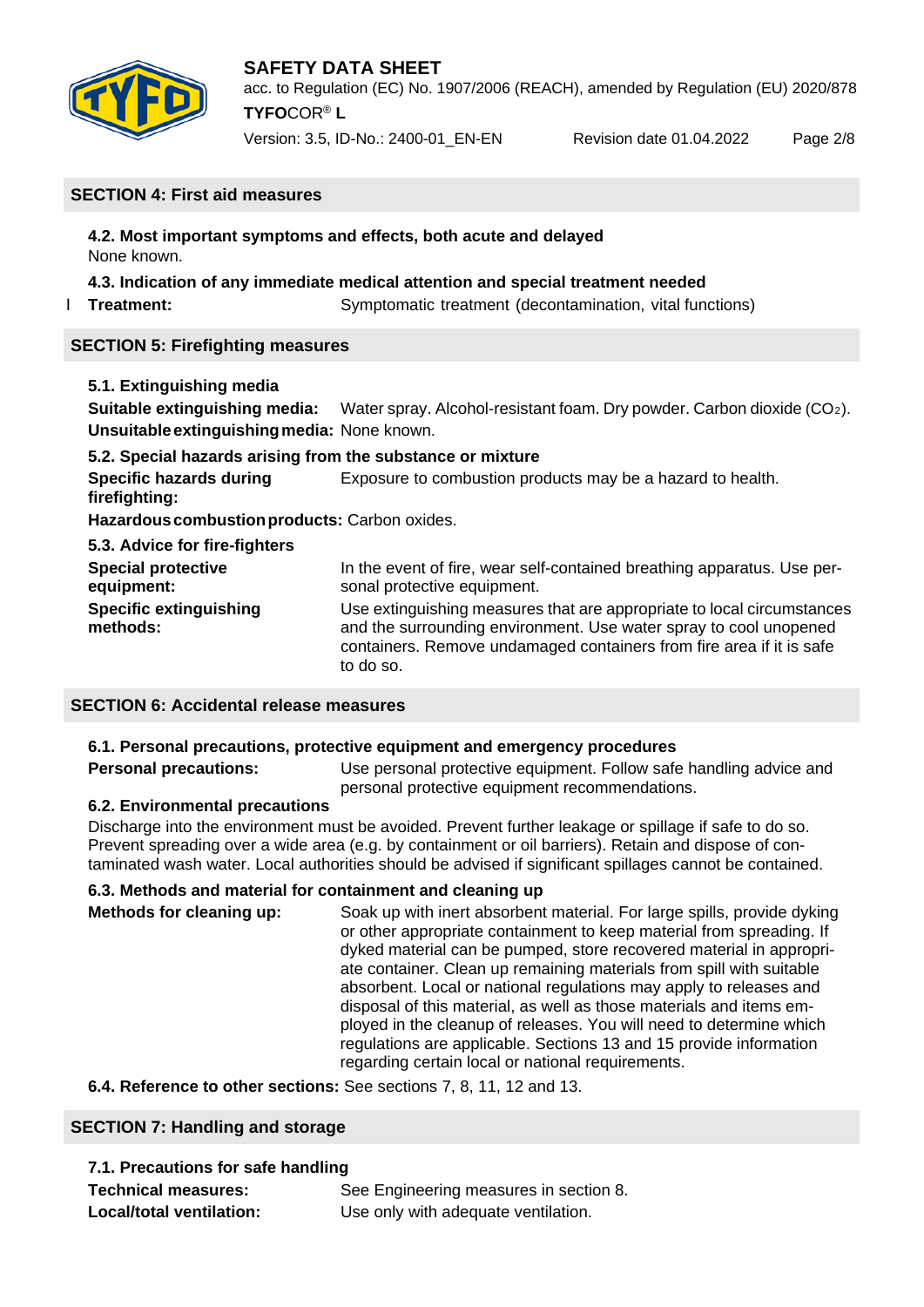## SECTION 4: First aid measures

**4.2. Most important symptoms and effects, both acute and delayed**

None known.

**4.3. Indication of any immediate medical attention and special treatment needed**

**Treatment:** Symptomatic treatment (decontamination, vital functions)

## SECTION 5: Firefighting measures

**5.1. Extinguishing media**

**Suitable extinguishing media:** Water spray. Alcohol-resistant foam. Dry powder. Carbon dioxide ($CO_2$).

**Unsuitable extinguishing media:** None known.

**5.2. Special hazards arising from the substance or mixture**

**Specific hazards during firefighting:** Exposure to combustion products may be a hazard to health.

**Hazardous combustion products:** Carbon oxides.

**5.3. Advice for fire-fighters**

**Special protective equipment:** In the event of fire, wear self-contained breathing apparatus. Use personal protective equipment.

**Specific extinguishing methods:** Use extinguishing measures that are appropriate to local circumstances and the surrounding environment. Use water spray to cool unopened containers. Remove undamaged containers from fire area if it is safe to do so.

## SECTION 6: Accidental release measures

**6.1. Personal precautions, protective equipment and emergency procedures**

**Personal precautions:** Use personal protective equipment. Follow safe handling advice and personal protective equipment recommendations.

**6.2. Environmental precautions**

Discharge into the environment must be avoided. Prevent further leakage or spillage if safe to do so. Prevent spreading over a wide area (e.g. by containment or oil barriers). Retain and dispose of contaminated wash water. Local authorities should be advised if significant spillages cannot be contained.

**6.3. Methods and material for containment and cleaning up**

**Methods for cleaning up:** Soak up with inert absorbent material. For large spills, provide dyking or other appropriate containment to keep material from spreading. If dyked material can be pumped, store recovered material in appropriate container. Clean up remaining materials from spill with suitable absorbent. Local or national regulations may apply to releases and disposal of this material, as well as those materials and items employed in the cleanup of releases. You will need to determine which regulations are applicable. Sections 13 and 15 provide information regarding certain local or national requirements.

**6.4. Reference to other sections:** See sections 7, 8, 11, 12 and 13.

## SECTION 7: Handling and storage

**7.1. Precautions for safe handling**

**Technical measures:** See Engineering measures in section 8.

**Local/total ventilation:** Use only with adequate ventilation.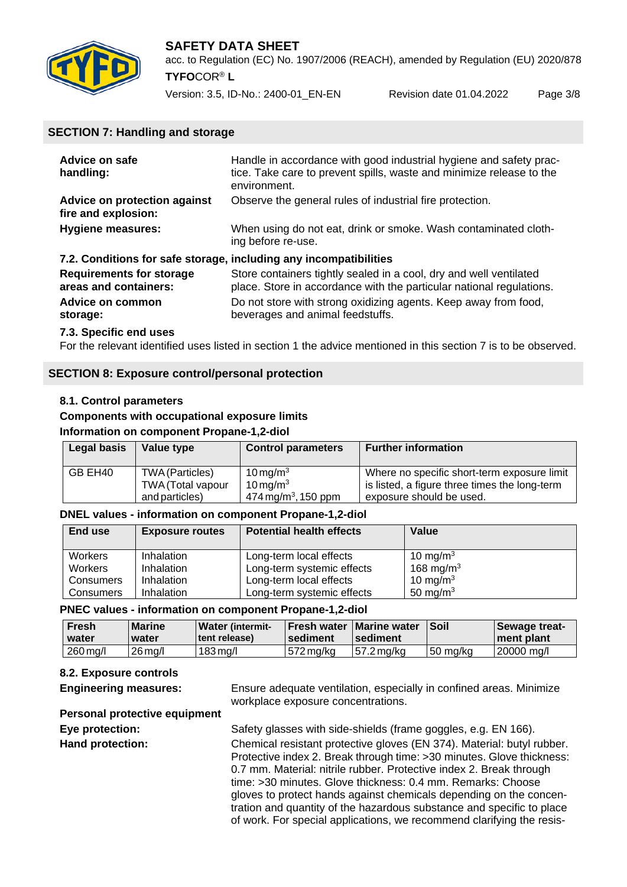## SECTION 7: Handling and storage

**Advice on safe handling:** Handle in accordance with good industrial hygiene and safety practice. Take care to prevent spills, waste and minimize release to the environment.

**Advice on protection against fire and explosion:** Observe the general rules of industrial fire protection.

**Hygiene measures:** When using do not eat, drink or smoke. Wash contaminated clothing before re-use.

### 7.2. Conditions for safe storage, including any incompatibilities

**Requirements for storage areas and containers:** Store containers tightly sealed in a cool, dry and well ventilated place. Store in accordance with the particular national regulations.

**Advice on common storage:** Do not store with strong oxidizing agents. Keep away from food, beverages and animal feedstuffs.

### 7.3. Specific end uses

For the relevant identified uses listed in section 1 the advice mentioned in this section 7 is to be observed.

## SECTION 8: Exposure control/personal protection

### 8.1. Control parameters

**Components with occupational exposure limits**

**Information on component Propane-1,2-diol**

| Legal basis | Value type | Control parameters | Further information |
|---|---|---|---|
| GB EH40 | TWA (Particles)<br>TWA (Total vapour and particles) | 10 mg/m$^3$<br>10 mg/m$^3$<br>474 mg/m$^3$, 150 ppm | Where no specific short-term exposure limit is listed, a figure three times the long-term exposure should be used. |

**DNEL values - information on component Propane-1,2-diol**

| End use | Exposure routes | Potential health effects | Value |
|---|---|---|---|
| Workers | Inhalation | Long-term local effects | 10 mg/m$^3$ |
| Workers | Inhalation | Long-term systemic effects | 168 mg/m$^3$ |
| Consumers | Inhalation | Long-term local effects | 10 mg/m$^3$ |
| Consumers | Inhalation | Long-term systemic effects | 50 mg/m$^3$ |

**PNEC values - information on component Propane-1,2-diol**

| Fresh water | Marine water | Water (intermittent release) | Fresh water sediment | Marine water sediment | Soil | Sewage treatment plant |
|---|---|---|---|---|---|---|
| 260 mg/l | 26 mg/l | 183 mg/l | 572 mg/kg | 57.2 mg/kg | 50 mg/kg | 20000 mg/l |

### 8.2. Exposure controls

**Engineering measures:** Ensure adequate ventilation, especially in confined areas. Minimize workplace exposure concentrations.

**Personal protective equipment**

**Eye protection:** Safety glasses with side-shields (frame goggles, e.g. EN 166).

**Hand protection:** Chemical resistant protective gloves (EN 374). Material: butyl rubber. Protective index 2. Break through time: >30 minutes. Glove thickness: 0.7 mm. Material: nitrile rubber. Protective index 2. Break through time: >30 minutes. Glove thickness: 0.4 mm. Remarks: Choose gloves to protect hands against chemicals depending on the concentration and quantity of the hazardous substance and specific to place of work. For special applications, we recommend clarifying the resis-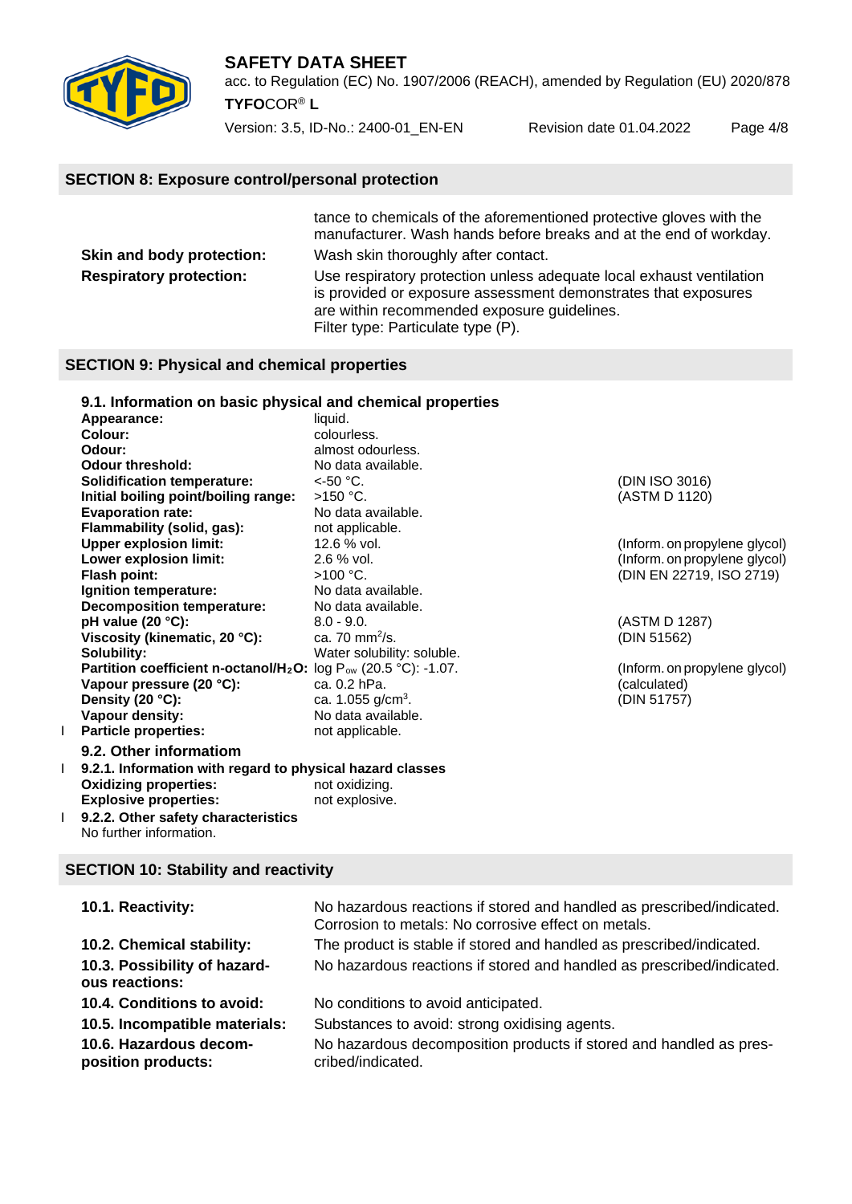## SECTION 8: Exposure control/personal protection

tance to chemicals of the aforementioned protective gloves with the manufacturer. Wash hands before breaks and at the end of workday.

**Skin and body protection:** Wash skin thoroughly after contact.

**Respiratory protection:** Use respiratory protection unless adequate local exhaust ventilation is provided or exposure assessment demonstrates that exposures are within recommended exposure guidelines.
Filter type: Particulate type (P).

## SECTION 9: Physical and chemical properties

### 9.1. Information on basic physical and chemical properties

| Property | Value | Method/Note |
|---|---|---|
| **Appearance:** | liquid. | |
| **Colour:** | colourless. | |
| **Odour:** | almost odourless. | |
| **Odour threshold:** | No data available. | |
| **Solidification temperature:** | <-50 °C. | (DIN ISO 3016) |
| **Initial boiling point/boiling range:** | >150 °C. | (ASTM D 1120) |
| **Evaporation rate:** | No data available. | |
| **Flammability (solid, gas):** | not applicable. | |
| **Upper explosion limit:** | 12.6 % vol. | (Inform. on propylene glycol) |
| **Lower explosion limit:** | 2.6 % vol. | (Inform. on propylene glycol) |
| **Flash point:** | >100 °C. | (DIN EN 22719, ISO 2719) |
| **Ignition temperature:** | No data available. | |
| **Decomposition temperature:** | No data available. | |
| **pH value (20 °C):** | 8.0 - 9.0. | (ASTM D 1287) |
| **Viscosity (kinematic, 20 °C):** | ca. 70 $mm^2/s$. | (DIN 51562) |
| **Solubility:** | Water solubility: soluble. | |
| **Partition coefficient n-octanol/$H_2O$:** | log $P_{ow}$ (20.5 °C): -1.07. | (Inform. on propylene glycol) |
| **Vapour pressure (20 °C):** | ca. 0.2 hPa. | (calculated) |
| **Density (20 °C):** | ca. 1.055 $g/cm^3$. | (DIN 51757) |
| **Vapour density:** | No data available. | |
| **Particle properties:** | not applicable. | |

### 9.2. Other information

**9.2.1. Information with regard to physical hazard classes**

**Oxidizing properties:** not oxidizing.
**Explosive properties:** not explosive.

**9.2.2. Other safety characteristics**

No further information.

## SECTION 10: Stability and reactivity

**10.1. Reactivity:** No hazardous reactions if stored and handled as prescribed/indicated. Corrosion to metals: No corrosive effect on metals.

**10.2. Chemical stability:** The product is stable if stored and handled as prescribed/indicated.

**10.3. Possibility of hazardous reactions:** No hazardous reactions if stored and handled as prescribed/indicated.

**10.4. Conditions to avoid:** No conditions to avoid anticipated.

**10.5. Incompatible materials:** Substances to avoid: strong oxidising agents.

**10.6. Hazardous decomposition products:** No hazardous decomposition products if stored and handled as prescribed/indicated.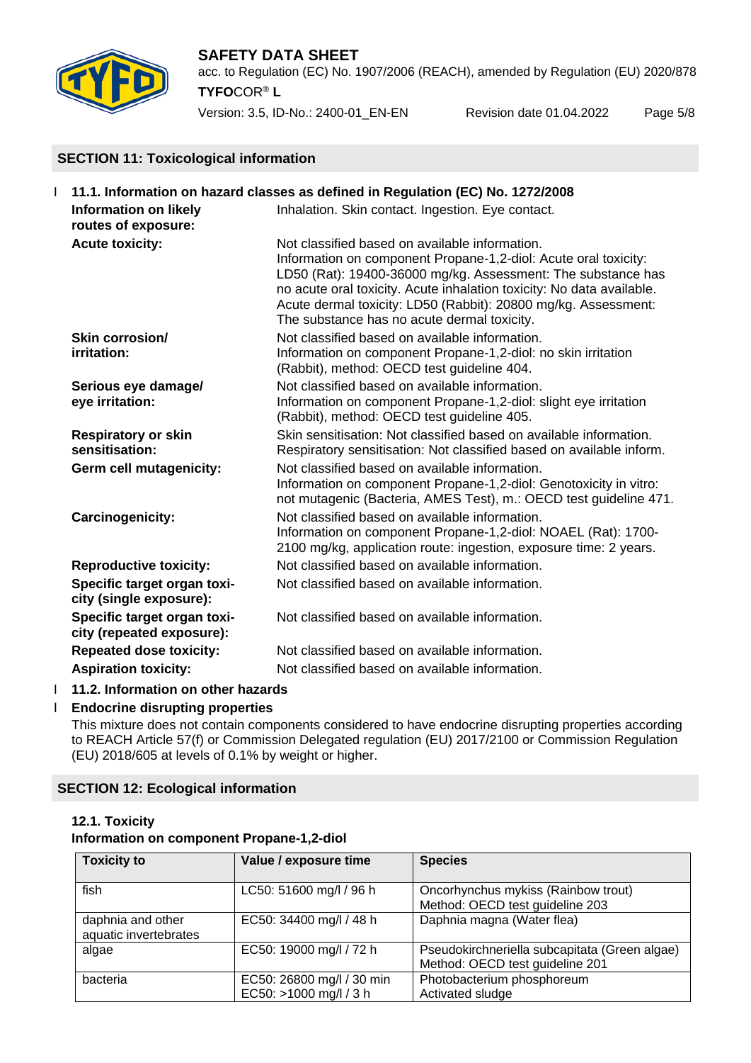## SECTION 11: Toxicological information

### 11.1. Information on hazard classes as defined in Regulation (EC) No. 1272/2008

**Information on likely routes of exposure:** Inhalation. Skin contact. Ingestion. Eye contact.

**Acute toxicity:** Not classified based on available information.
Information on component Propane-1,2-diol: Acute oral toxicity: LD50 (Rat): 19400-36000 mg/kg. Assessment: The substance has no acute oral toxicity. Acute inhalation toxicity: No data available. Acute dermal toxicity: LD50 (Rabbit): 20800 mg/kg. Assessment: The substance has no acute dermal toxicity.

**Skin corrosion/ irritation:** Not classified based on available information.
Information on component Propane-1,2-diol: no skin irritation (Rabbit), method: OECD test guideline 404.

**Serious eye damage/ eye irritation:** Not classified based on available information.
Information on component Propane-1,2-diol: slight eye irritation (Rabbit), method: OECD test guideline 405.

**Respiratory or skin sensitisation:** Skin sensitisation: Not classified based on available information. Respiratory sensitisation: Not classified based on available inform.

**Germ cell mutagenicity:** Not classified based on available information.
Information on component Propane-1,2-diol: Genotoxicity in vitro: not mutagenic (Bacteria, AMES Test), m.: OECD test guideline 471.

**Carcinogenicity:** Not classified based on available information.
Information on component Propane-1,2-diol: NOAEL (Rat): 1700-2100 mg/kg, application route: ingestion, exposure time: 2 years.

**Reproductive toxicity:** Not classified based on available information.

**Specific target organ toxicity (single exposure):** Not classified based on available information.

**Specific target organ toxicity (repeated exposure):** Not classified based on available information.

**Repeated dose toxicity:** Not classified based on available information.

**Aspiration toxicity:** Not classified based on available information.

### 11.2. Information on other hazards

**Endocrine disrupting properties**

This mixture does not contain components considered to have endocrine disrupting properties according to REACH Article 57(f) or Commission Delegated regulation (EU) 2017/2100 or Commission Regulation (EU) 2018/605 at levels of 0.1% by weight or higher.

## SECTION 12: Ecological information

### 12.1. Toxicity

**Information on component Propane-1,2-diol**

| Toxicity to | Value / exposure time | Species |
|---|---|---|
| fish | LC50: 51600 mg/l / 96 h | Oncorhynchus mykiss (Rainbow trout)<br>Method: OECD test guideline 203 |
| daphnia and other aquatic invertebrates | EC50: 34400 mg/l / 48 h | Daphnia magna (Water flea) |
| algae | EC50: 19000 mg/l / 72 h | Pseudokirchneriella subcapitata (Green algae)<br>Method: OECD test guideline 201 |
| bacteria | EC50: 26800 mg/l / 30 min<br>EC50: >1000 mg/l / 3 h | Photobacterium phosphoreum<br>Activated sludge |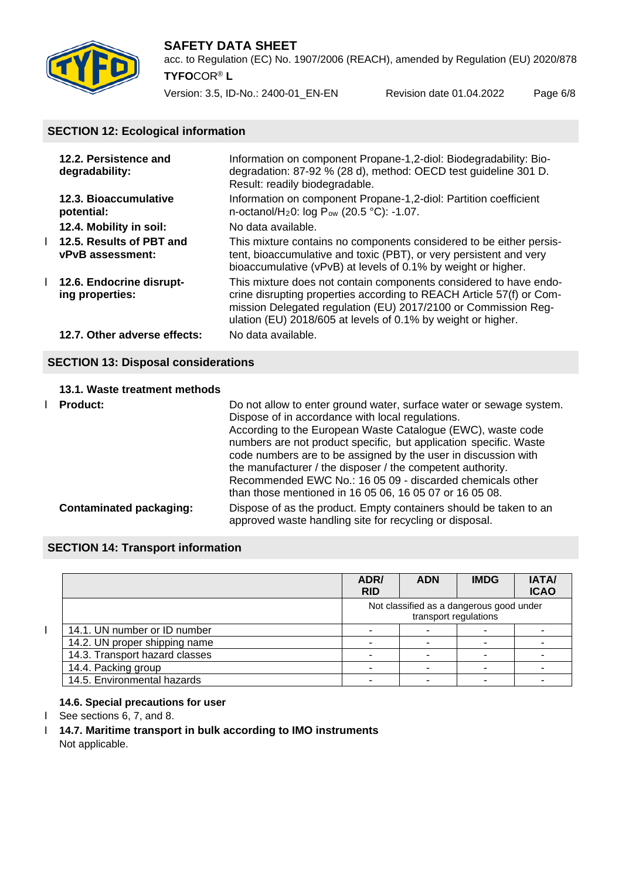## SECTION 12: Ecological information

**12.2. Persistence and degradability:** Information on component Propane-1,2-diol: Biodegradability: Biodegradation: 87-92 % (28 d), method: OECD test guideline 301 D. Result: readily biodegradable.

**12.3. Bioaccumulative potential:** Information on component Propane-1,2-diol: Partition coefficient n-octanol/$H_2O$: log $P_{ow}$ (20.5 °C): -1.07.

**12.4. Mobility in soil:** No data available.

**12.5. Results of PBT and vPvB assessment:** This mixture contains no components considered to be either persistent, bioaccumulative and toxic (PBT), or very persistent and very bioaccumulative (vPvB) at levels of 0.1% by weight or higher.

**12.6. Endocrine disrupting properties:** This mixture does not contain components considered to have endocrine disrupting properties according to REACH Article 57(f) or Commission Delegated regulation (EU) 2017/2100 or Commission Regulation (EU) 2018/605 at levels of 0.1% by weight or higher.

**12.7. Other adverse effects:** No data available.

## SECTION 13: Disposal considerations

**13.1. Waste treatment methods**

**Product:** Do not allow to enter ground water, surface water or sewage system. Dispose of in accordance with local regulations.
According to the European Waste Catalogue (EWC), waste code numbers are not product specific, but application specific. Waste code numbers are to be assigned by the user in discussion with the manufacturer / the disposer / the competent authority.
Recommended EWC No.: 16 05 09 - discarded chemicals other than those mentioned in 16 05 06, 16 05 07 or 16 05 08.

**Contaminated packaging:** Dispose of as the product. Empty containers should be taken to an approved waste handling site for recycling or disposal.

## SECTION 14: Transport information

| | ADR/ RID | ADN | IMDG | IATA/ ICAO |
|---|---|---|---|---|
| | Not classified as a dangerous good under transport regulations | | | |
| 14.1. UN number or ID number | - | - | - | - |
| 14.2. UN proper shipping name | - | - | - | - |
| 14.3. Transport hazard classes | - | - | - | - |
| 14.4. Packing group | - | - | - | - |
| 14.5. Environmental hazards | - | - | - | - |

**14.6. Special precautions for user**

See sections 6, 7, and 8.

**14.7. Maritime transport in bulk according to IMO instruments**

Not applicable.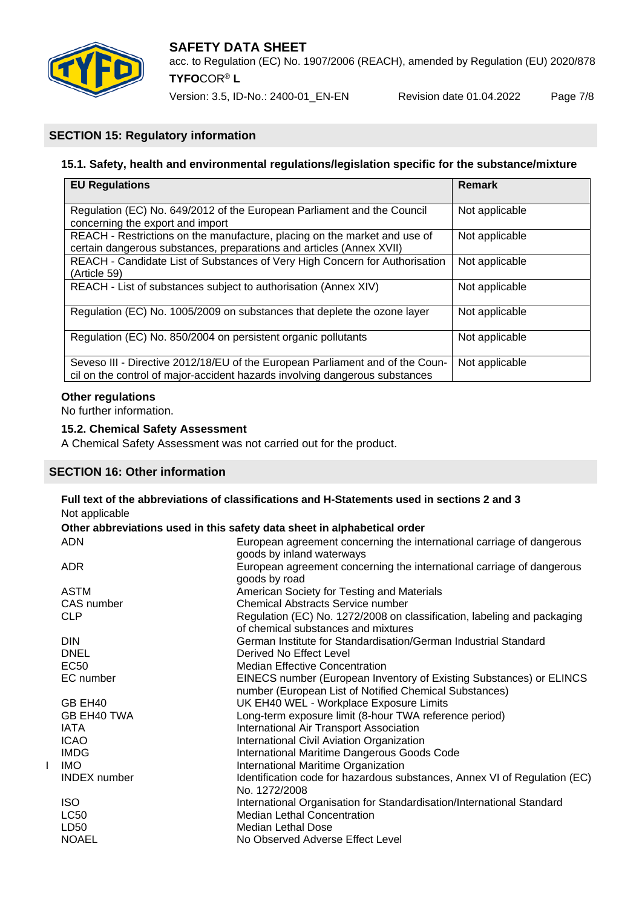## SECTION 15: Regulatory information

### 15.1. Safety, health and environmental regulations/legislation specific for the substance/mixture

| EU Regulations | Remark |
|---|---|
| Regulation (EC) No. 649/2012 of the European Parliament and the Council concerning the export and import | Not applicable |
| REACH - Restrictions on the manufacture, placing on the market and use of certain dangerous substances, preparations and articles (Annex XVII) | Not applicable |
| REACH - Candidate List of Substances of Very High Concern for Authorisation (Article 59) | Not applicable |
| REACH - List of substances subject to authorisation (Annex XIV) | Not applicable |
| Regulation (EC) No. 1005/2009 on substances that deplete the ozone layer | Not applicable |
| Regulation (EC) No. 850/2004 on persistent organic pollutants | Not applicable |
| Seveso III - Directive 2012/18/EU of the European Parliament and of the Council on the control of major-accident hazards involving dangerous substances | Not applicable |

**Other regulations**

No further information.

### 15.2. Chemical Safety Assessment

A Chemical Safety Assessment was not carried out for the product.

## SECTION 16: Other information

**Full text of the abbreviations of classifications and H-Statements used in sections 2 and 3**

Not applicable

**Other abbreviations used in this safety data sheet in alphabetical order**

| | |
|---|---|
| ADN | European agreement concerning the international carriage of dangerous goods by inland waterways |
| ADR | European agreement concerning the international carriage of dangerous goods by road |
| ASTM | American Society for Testing and Materials |
| CAS number | Chemical Abstracts Service number |
| CLP | Regulation (EC) No. 1272/2008 on classification, labeling and packaging of chemical substances and mixtures |
| DIN | German Institute for Standardisation/German Industrial Standard |
| DNEL | Derived No Effect Level |
| EC50 | Median Effective Concentration |
| EC number | EINECS number (European Inventory of Existing Substances) or ELINCS number (European List of Notified Chemical Substances) |
| GB EH40 | UK EH40 WEL - Workplace Exposure Limits |
| GB EH40 TWA | Long-term exposure limit (8-hour TWA reference period) |
| IATA | International Air Transport Association |
| ICAO | International Civil Aviation Organization |
| IMDG | International Maritime Dangerous Goods Code |
| IMO | International Maritime Organization |
| INDEX number | Identification code for hazardous substances, Annex VI of Regulation (EC) No. 1272/2008 |
| ISO | International Organisation for Standardisation/International Standard |
| LC50 | Median Lethal Concentration |
| LD50 | Median Lethal Dose |
| NOAEL | No Observed Adverse Effect Level |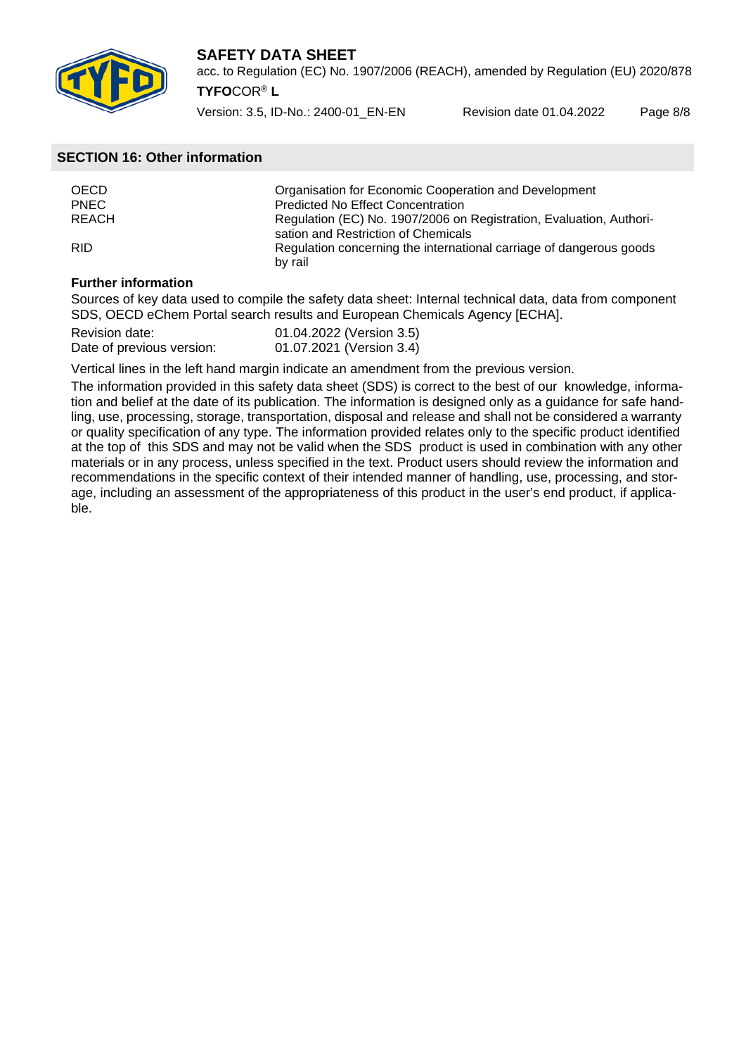## SECTION 16: Other information

| | |
|---|---|
| OECD | Organisation for Economic Cooperation and Development |
| PNEC | Predicted No Effect Concentration |
| REACH | Regulation (EC) No. 1907/2006 on Registration, Evaluation, Authorisation and Restriction of Chemicals |
| RID | Regulation concerning the international carriage of dangerous goods by rail |

**Further information**

Sources of key data used to compile the safety data sheet: Internal technical data, data from component SDS, OECD eChem Portal search results and European Chemicals Agency [ECHA].

| | |
|---|---|
| Revision date: | 01.04.2022 (Version 3.5) |
| Date of previous version: | 01.07.2021 (Version 3.4) |

Vertical lines in the left hand margin indicate an amendment from the previous version.

The information provided in this safety data sheet (SDS) is correct to the best of our knowledge, information and belief at the date of its publication. The information is designed only as a guidance for safe handling, use, processing, storage, transportation, disposal and release and shall not be considered a warranty or quality specification of any type. The information provided relates only to the specific product identified at the top of this SDS and may not be valid when the SDS product is used in combination with any other materials or in any process, unless specified in the text. Product users should review the information and recommendations in the specific context of their intended manner of handling, use, processing, and storage, including an assessment of the appropriateness of this product in the user's end product, if applicable.